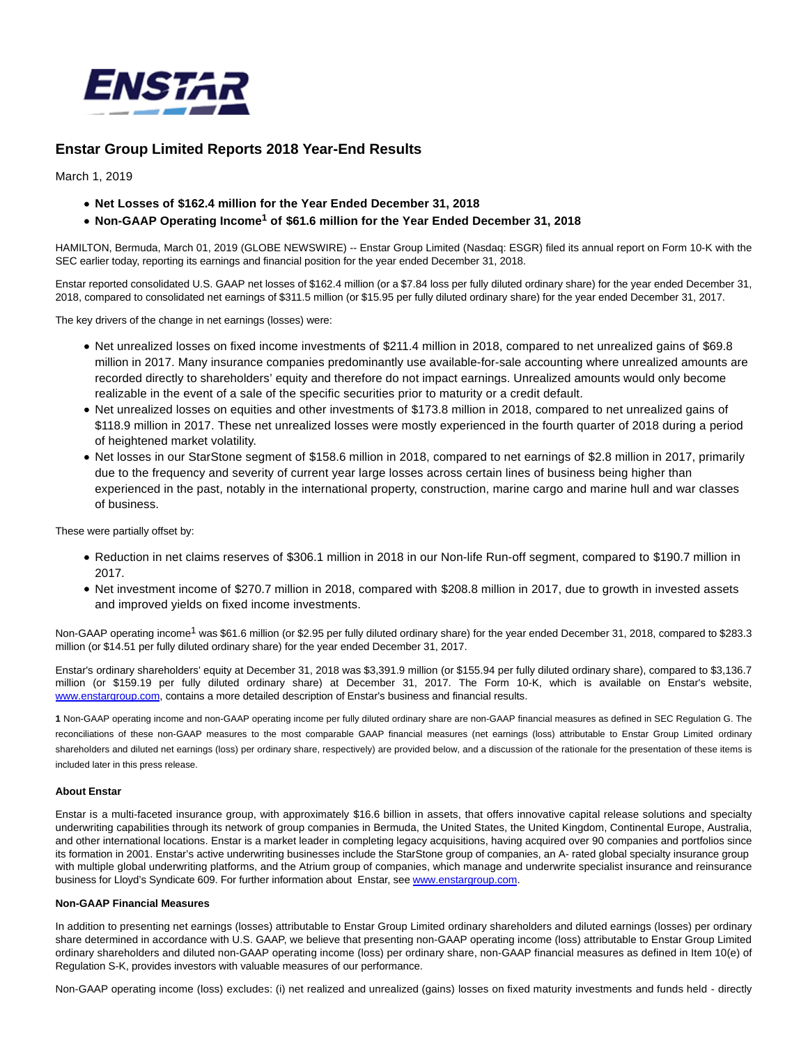# Enstar Group Limited Reports 2018 Year-End Results

March 1, 2019

- **Net Losses of $162.4 million for the Year Ended December 31, 2018**
- **Non-GAAP Operating Income[1] of $61.6 million for the Year Ended December 31, 2018**

HAMILTON, Bermuda, March 01, 2019 (GLOBE NEWSWIRE) -- Enstar Group Limited (Nasdaq: ESGR) filed its annual report on Form 10-K with the SEC earlier today, reporting its earnings and financial position for the year ended December 31, 2018.

Enstar reported consolidated U.S. GAAP net losses of $162.4 million (or a $7.84 loss per fully diluted ordinary share) for the year ended December 31, 2018, compared to consolidated net earnings of $311.5 million (or $15.95 per fully diluted ordinary share) for the year ended December 31, 2017.

The key drivers of the change in net earnings (losses) were:

- Net unrealized losses on fixed income investments of $211.4 million in 2018, compared to net unrealized gains of $69.8 million in 2017. Many insurance companies predominantly use available-for-sale accounting where unrealized amounts are recorded directly to shareholders' equity and therefore do not impact earnings. Unrealized amounts would only become realizable in the event of a sale of the specific securities prior to maturity or a credit default.
- Net unrealized losses on equities and other investments of $173.8 million in 2018, compared to net unrealized gains of $118.9 million in 2017. These net unrealized losses were mostly experienced in the fourth quarter of 2018 during a period of heightened market volatility.
- Net losses in our StarStone segment of $158.6 million in 2018, compared to net earnings of $2.8 million in 2017, primarily due to the frequency and severity of current year large losses across certain lines of business being higher than experienced in the past, notably in the international property, construction, marine cargo and marine hull and war classes of business.

These were partially offset by:

- Reduction in net claims reserves of $306.1 million in 2018 in our Non-life Run-off segment, compared to $190.7 million in 2017.
- Net investment income of $270.7 million in 2018, compared with $208.8 million in 2017, due to growth in invested assets and improved yields on fixed income investments.

Non-GAAP operating income[1] was $61.6 million (or $2.95 per fully diluted ordinary share) for the year ended December 31, 2018, compared to $283.3 million (or $14.51 per fully diluted ordinary share) for the year ended December 31, 2017.

Enstar's ordinary shareholders' equity at December 31, 2018 was $3,391.9 million (or $155.94 per fully diluted ordinary share), compared to $3,136.7 million (or $159.19 per fully diluted ordinary share) at December 31, 2017. The Form 10-K, which is available on Enstar's website, www.enstargroup.com, contains a more detailed description of Enstar's business and financial results.

**1** Non-GAAP operating income and non-GAAP operating income per fully diluted ordinary share are non-GAAP financial measures as defined in SEC Regulation G. The reconciliations of these non-GAAP measures to the most comparable GAAP financial measures (net earnings (loss) attributable to Enstar Group Limited ordinary shareholders and diluted net earnings (loss) per ordinary share, respectively) are provided below, and a discussion of the rationale for the presentation of these items is included later in this press release.

**About Enstar**

Enstar is a multi-faceted insurance group, with approximately $16.6 billion in assets, that offers innovative capital release solutions and specialty underwriting capabilities through its network of group companies in Bermuda, the United States, the United Kingdom, Continental Europe, Australia, and other international locations. Enstar is a market leader in completing legacy acquisitions, having acquired over 90 companies and portfolios since its formation in 2001. Enstar's active underwriting businesses include the StarStone group of companies, an A- rated global specialty insurance group with multiple global underwriting platforms, and the Atrium group of companies, which manage and underwrite specialist insurance and reinsurance business for Lloyd's Syndicate 609. For further information about Enstar, see www.enstargroup.com.

**Non-GAAP Financial Measures**

In addition to presenting net earnings (losses) attributable to Enstar Group Limited ordinary shareholders and diluted earnings (losses) per ordinary share determined in accordance with U.S. GAAP, we believe that presenting non-GAAP operating income (loss) attributable to Enstar Group Limited ordinary shareholders and diluted non-GAAP operating income (loss) per ordinary share, non-GAAP financial measures as defined in Item 10(e) of Regulation S-K, provides investors with valuable measures of our performance.

Non-GAAP operating income (loss) excludes: (i) net realized and unrealized (gains) losses on fixed maturity investments and funds held - directly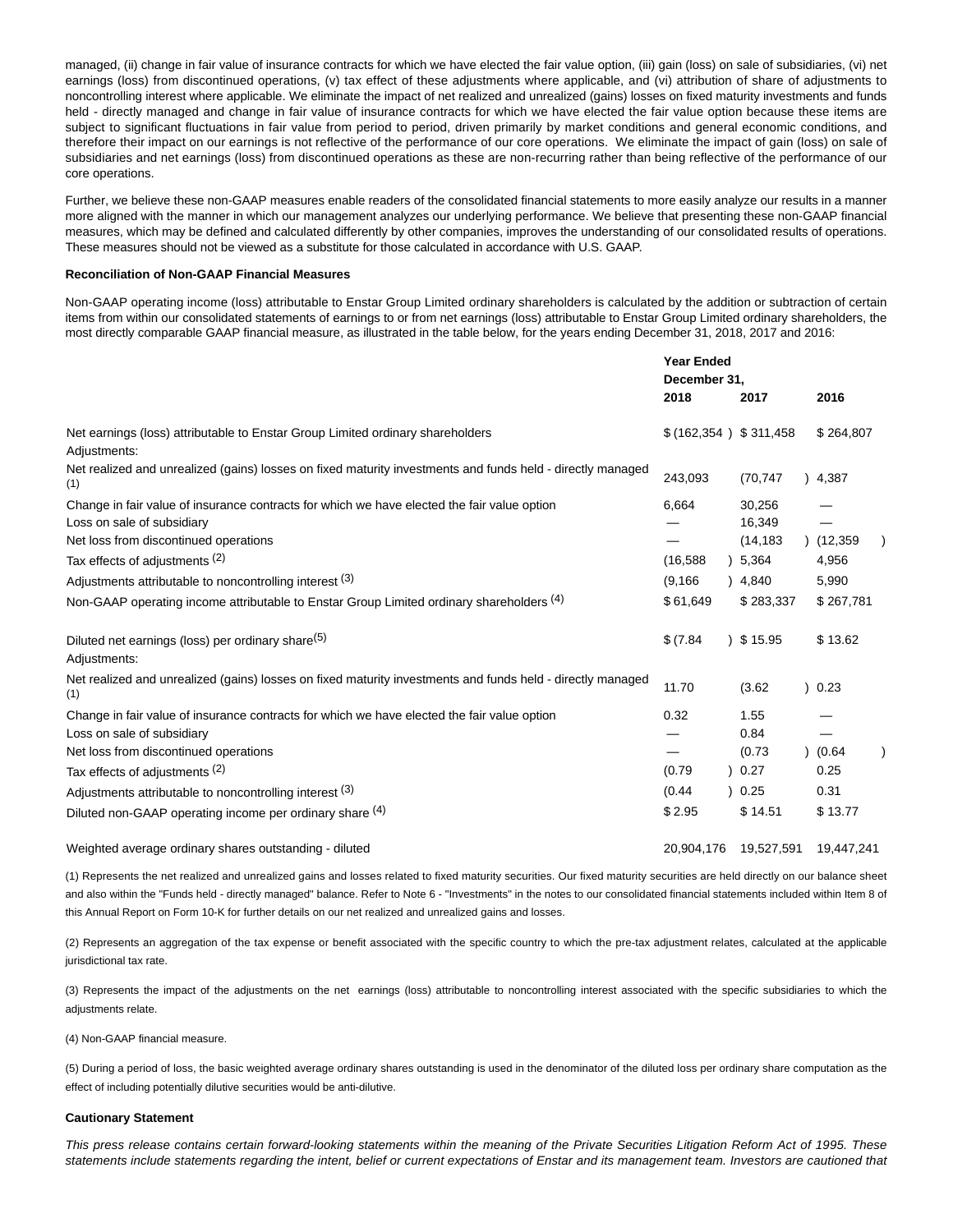managed, (ii) change in fair value of insurance contracts for which we have elected the fair value option, (iii) gain (loss) on sale of subsidiaries, (vi) net earnings (loss) from discontinued operations, (v) tax effect of these adjustments where applicable, and (vi) attribution of share of adjustments to noncontrolling interest where applicable. We eliminate the impact of net realized and unrealized (gains) losses on fixed maturity investments and funds held - directly managed and change in fair value of insurance contracts for which we have elected the fair value option because these items are subject to significant fluctuations in fair value from period to period, driven primarily by market conditions and general economic conditions, and therefore their impact on our earnings is not reflective of the performance of our core operations. We eliminate the impact of gain (loss) on sale of subsidiaries and net earnings (loss) from discontinued operations as these are non-recurring rather than being reflective of the performance of our core operations.

Further, we believe these non-GAAP measures enable readers of the consolidated financial statements to more easily analyze our results in a manner more aligned with the manner in which our management analyzes our underlying performance. We believe that presenting these non-GAAP financial measures, which may be defined and calculated differently by other companies, improves the understanding of our consolidated results of operations. These measures should not be viewed as a substitute for those calculated in accordance with U.S. GAAP.

**Reconciliation of Non-GAAP Financial Measures**

Non-GAAP operating income (loss) attributable to Enstar Group Limited ordinary shareholders is calculated by the addition or subtraction of certain items from within our consolidated statements of earnings to or from net earnings (loss) attributable to Enstar Group Limited ordinary shareholders, the most directly comparable GAAP financial measure, as illustrated in the table below, for the years ending December 31, 2018, 2017 and 2016:

| | Year Ended December 31, | | |
|---|---|---|---|
| | **2018** | **2017** | **2016** |
| Net earnings (loss) attributable to Enstar Group Limited ordinary shareholders | $ (162,354 ) | $ 311,458 | $ 264,807 |
| Adjustments: | | | |
| Net realized and unrealized (gains) losses on fixed maturity investments and funds held - directly managed (1) | 243,093 | (70,747 ) | 4,387 |
| Change in fair value of insurance contracts for which we have elected the fair value option | 6,664 | 30,256 | — |
| Loss on sale of subsidiary | — | 16,349 | — |
| Net loss from discontinued operations | — | (14,183 ) | (12,359 ) |
| Tax effects of adjustments (2) | (16,588 ) | 5,364 | 4,956 |
| Adjustments attributable to noncontrolling interest (3) | (9,166 ) | 4,840 | 5,990 |
| Non-GAAP operating income attributable to Enstar Group Limited ordinary shareholders (4) | $ 61,649 | $ 283,337 | $ 267,781 |
| | | | |
| Diluted net earnings (loss) per ordinary share (5) | $ (7.84 ) | $ 15.95 | $ 13.62 |
| Adjustments: | | | |
| Net realized and unrealized (gains) losses on fixed maturity investments and funds held - directly managed (1) | 11.70 | (3.62 ) | 0.23 |
| Change in fair value of insurance contracts for which we have elected the fair value option | 0.32 | 1.55 | — |
| Loss on sale of subsidiary | — | 0.84 | — |
| Net loss from discontinued operations | — | (0.73 ) | (0.64 ) |
| Tax effects of adjustments (2) | (0.79 ) | 0.27 | 0.25 |
| Adjustments attributable to noncontrolling interest (3) | (0.44 ) | 0.25 | 0.31 |
| Diluted non-GAAP operating income per ordinary share (4) | $ 2.95 | $ 14.51 | $ 13.77 |
| | | | |
| Weighted average ordinary shares outstanding - diluted | 20,904,176 | 19,527,591 | 19,447,241 |

(1) Represents the net realized and unrealized gains and losses related to fixed maturity securities. Our fixed maturity securities are held directly on our balance sheet and also within the "Funds held - directly managed" balance. Refer to Note 6 - "Investments" in the notes to our consolidated financial statements included within Item 8 of this Annual Report on Form 10-K for further details on our net realized and unrealized gains and losses.

(2) Represents an aggregation of the tax expense or benefit associated with the specific country to which the pre-tax adjustment relates, calculated at the applicable jurisdictional tax rate.

(3) Represents the impact of the adjustments on the net earnings (loss) attributable to noncontrolling interest associated with the specific subsidiaries to which the adjustments relate.

(4) Non-GAAP financial measure.

(5) During a period of loss, the basic weighted average ordinary shares outstanding is used in the denominator of the diluted loss per ordinary share computation as the effect of including potentially dilutive securities would be anti-dilutive.

**Cautionary Statement**

*This press release contains certain forward-looking statements within the meaning of the Private Securities Litigation Reform Act of 1995. These statements include statements regarding the intent, belief or current expectations of Enstar and its management team. Investors are cautioned that*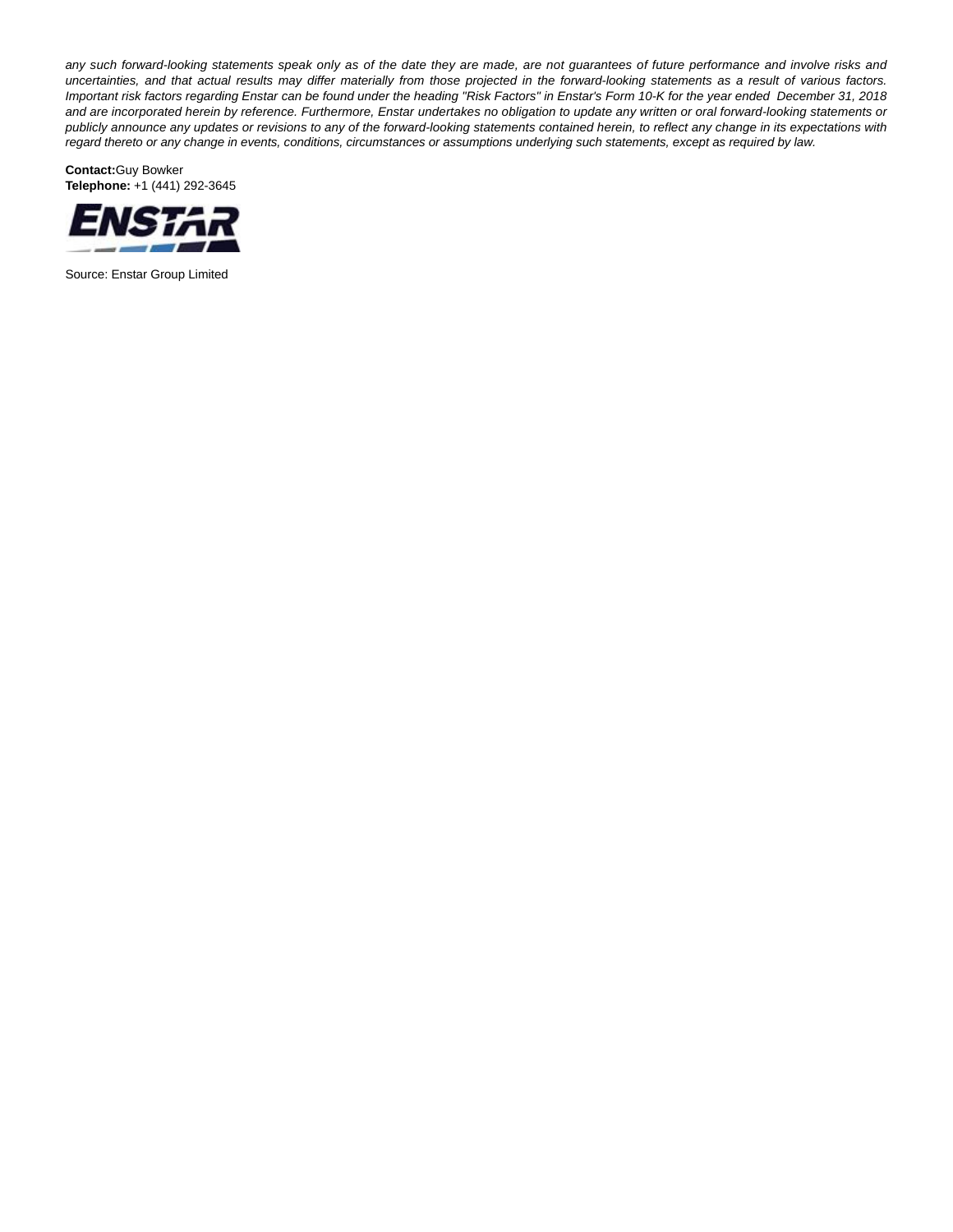*any such forward-looking statements speak only as of the date they are made, are not guarantees of future performance and involve risks and uncertainties, and that actual results may differ materially from those projected in the forward-looking statements as a result of various factors. Important risk factors regarding Enstar can be found under the heading "Risk Factors" in Enstar's Form 10-K for the year ended December 31, 2018 and are incorporated herein by reference. Furthermore, Enstar undertakes no obligation to update any written or oral forward-looking statements or publicly announce any updates or revisions to any of the forward-looking statements contained herein, to reflect any change in its expectations with regard thereto or any change in events, conditions, circumstances or assumptions underlying such statements, except as required by law.*

**Contact:**Guy Bowker
**Telephone:** +1 (441) 292-3645

Source: Enstar Group Limited